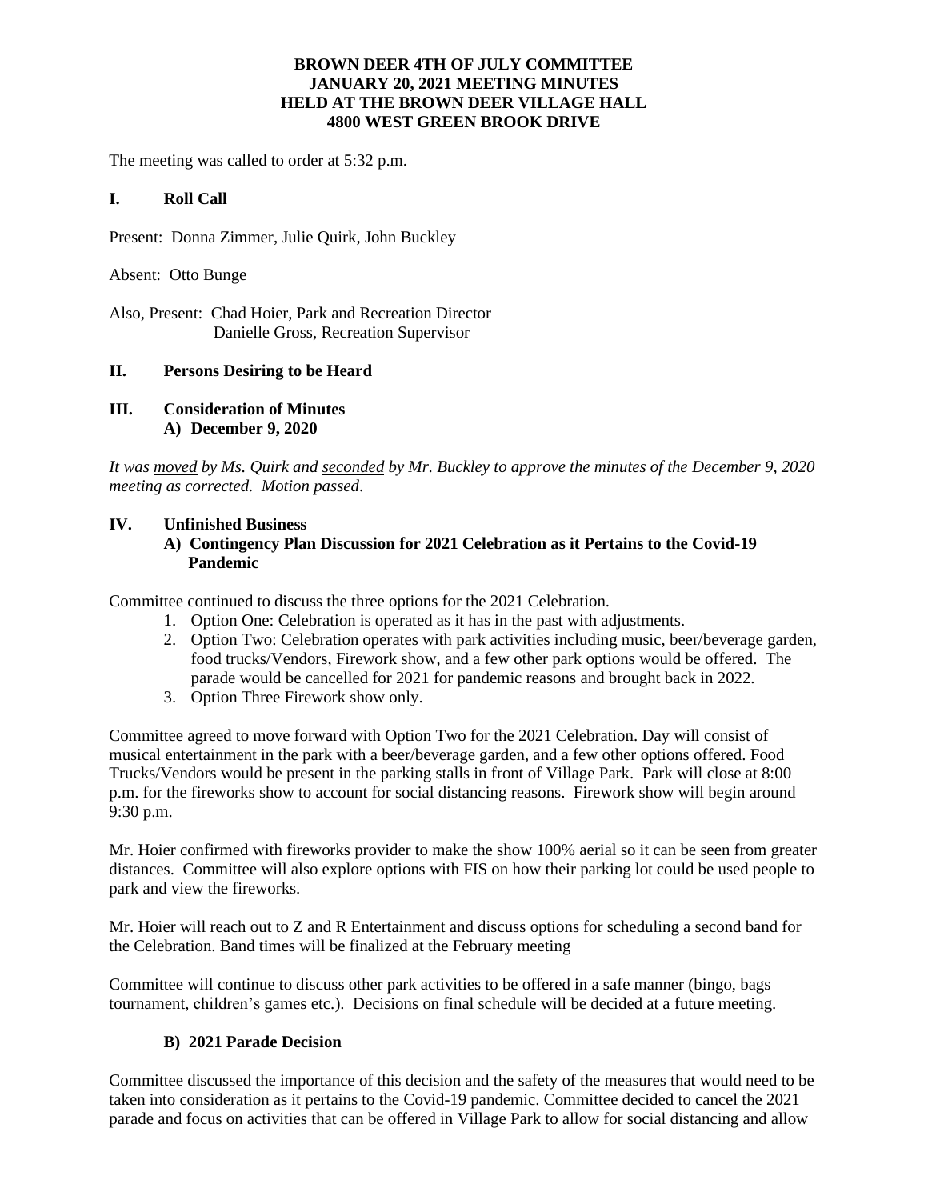**BROWN DEER 4TH OF JULY COMMITTEE**
**JANUARY 20, 2021 MEETING MINUTES**
**HELD AT THE BROWN DEER VILLAGE HALL**
**4800 WEST GREEN BROOK DRIVE**

The meeting was called to order at 5:32 p.m.

## I. Roll Call

Present: Donna Zimmer, Julie Quirk, John Buckley

Absent: Otto Bunge

Also, Present: Chad Hoier, Park and Recreation Director
Danielle Gross, Recreation Supervisor

## II. Persons Desiring to be Heard

## III. Consideration of Minutes

### A) December 9, 2020

*It was moved by Ms. Quirk and seconded by Mr. Buckley to approve the minutes of the December 9, 2020 meeting as corrected. Motion passed.*

## IV. Unfinished Business

### A) Contingency Plan Discussion for 2021 Celebration as it Pertains to the Covid-19 Pandemic

Committee continued to discuss the three options for the 2021 Celebration.

1. Option One: Celebration is operated as it has in the past with adjustments.
2. Option Two: Celebration operates with park activities including music, beer/beverage garden, food trucks/Vendors, Firework show, and a few other park options would be offered. The parade would be cancelled for 2021 for pandemic reasons and brought back in 2022.
3. Option Three Firework show only.

Committee agreed to move forward with Option Two for the 2021 Celebration. Day will consist of musical entertainment in the park with a beer/beverage garden, and a few other options offered. Food Trucks/Vendors would be present in the parking stalls in front of Village Park. Park will close at 8:00 p.m. for the fireworks show to account for social distancing reasons. Firework show will begin around 9:30 p.m.

Mr. Hoier confirmed with fireworks provider to make the show 100% aerial so it can be seen from greater distances. Committee will also explore options with FIS on how their parking lot could be used people to park and view the fireworks.

Mr. Hoier will reach out to Z and R Entertainment and discuss options for scheduling a second band for the Celebration. Band times will be finalized at the February meeting

Committee will continue to discuss other park activities to be offered in a safe manner (bingo, bags tournament, children's games etc.). Decisions on final schedule will be decided at a future meeting.

### B) 2021 Parade Decision

Committee discussed the importance of this decision and the safety of the measures that would need to be taken into consideration as it pertains to the Covid-19 pandemic. Committee decided to cancel the 2021 parade and focus on activities that can be offered in Village Park to allow for social distancing and allow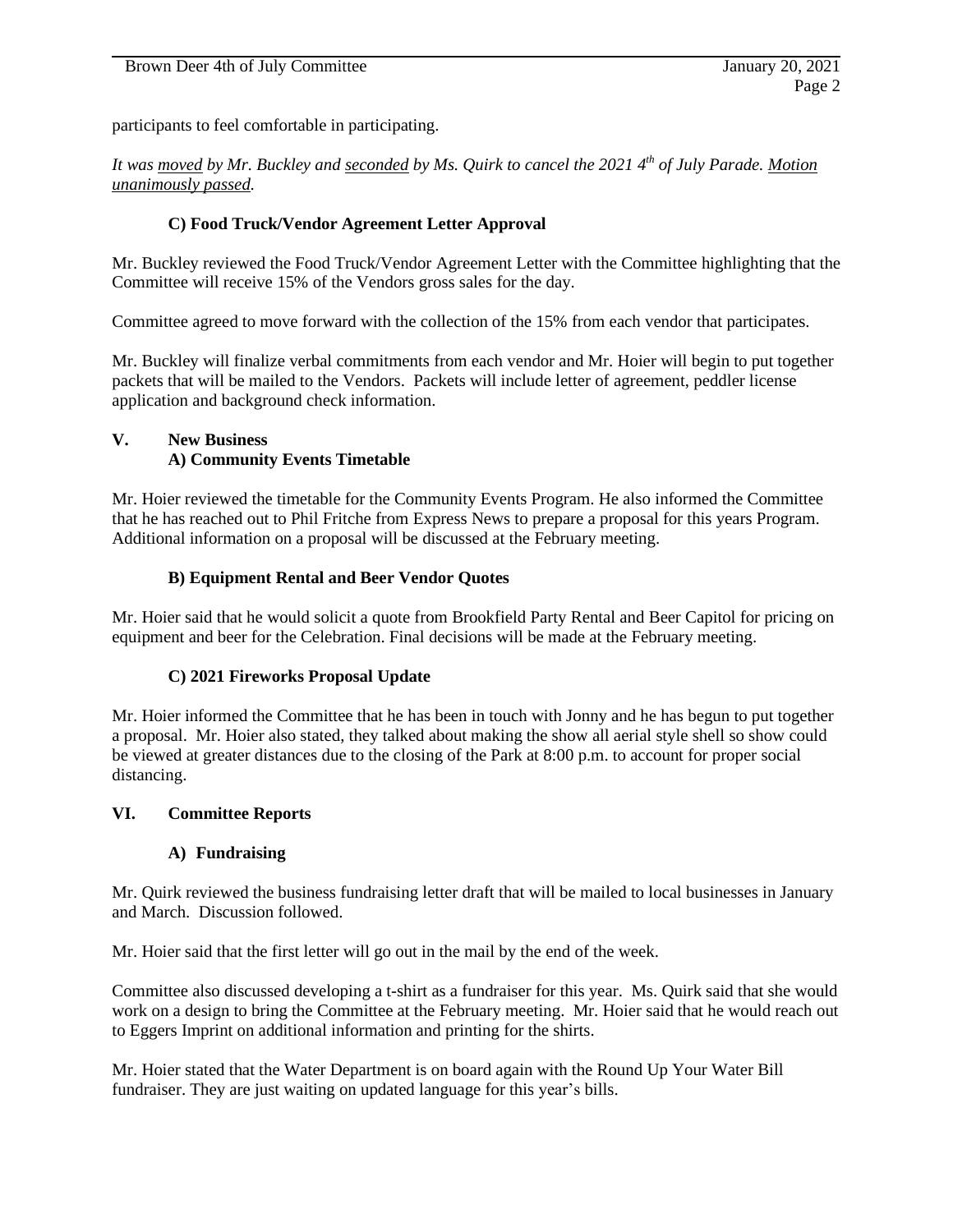participants to feel comfortable in participating.

*It was moved by Mr. Buckley and seconded by Ms. Quirk to cancel the 2021 4th of July Parade. Motion unanimously passed.*

### C) Food Truck/Vendor Agreement Letter Approval

Mr. Buckley reviewed the Food Truck/Vendor Agreement Letter with the Committee highlighting that the Committee will receive 15% of the Vendors gross sales for the day.

Committee agreed to move forward with the collection of the 15% from each vendor that participates.

Mr. Buckley will finalize verbal commitments from each vendor and Mr. Hoier will begin to put together packets that will be mailed to the Vendors. Packets will include letter of agreement, peddler license application and background check information.

## V. New Business

### A) Community Events Timetable

Mr. Hoier reviewed the timetable for the Community Events Program. He also informed the Committee that he has reached out to Phil Fritche from Express News to prepare a proposal for this years Program. Additional information on a proposal will be discussed at the February meeting.

### B) Equipment Rental and Beer Vendor Quotes

Mr. Hoier said that he would solicit a quote from Brookfield Party Rental and Beer Capitol for pricing on equipment and beer for the Celebration. Final decisions will be made at the February meeting.

### C) 2021 Fireworks Proposal Update

Mr. Hoier informed the Committee that he has been in touch with Jonny and he has begun to put together a proposal. Mr. Hoier also stated, they talked about making the show all aerial style shell so show could be viewed at greater distances due to the closing of the Park at 8:00 p.m. to account for proper social distancing.

## VI. Committee Reports

### A) Fundraising

Mr. Quirk reviewed the business fundraising letter draft that will be mailed to local businesses in January and March. Discussion followed.

Mr. Hoier said that the first letter will go out in the mail by the end of the week.

Committee also discussed developing a t-shirt as a fundraiser for this year. Ms. Quirk said that she would work on a design to bring the Committee at the February meeting. Mr. Hoier said that he would reach out to Eggers Imprint on additional information and printing for the shirts.

Mr. Hoier stated that the Water Department is on board again with the Round Up Your Water Bill fundraiser. They are just waiting on updated language for this year's bills.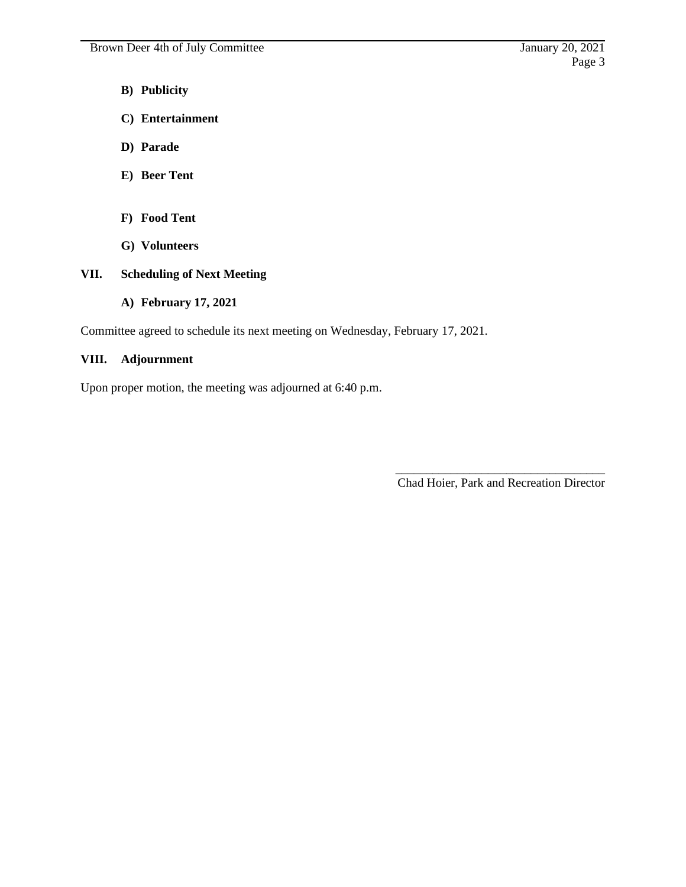**B) Publicity**

**C) Entertainment**

**D) Parade**

**E) Beer Tent**

**F) Food Tent**

**G) Volunteers**

## VII. Scheduling of Next Meeting

**A) February 17, 2021**

Committee agreed to schedule its next meeting on Wednesday, February 17, 2021.

## VIII. Adjournment

Upon proper motion, the meeting was adjourned at 6:40 p.m.

\_\_\_\_\_\_\_\_\_\_\_\_\_\_\_\_\_\_\_\_\_\_\_\_\_\_\_\_\_\_\_\_\_\_

Chad Hoier, Park and Recreation Director